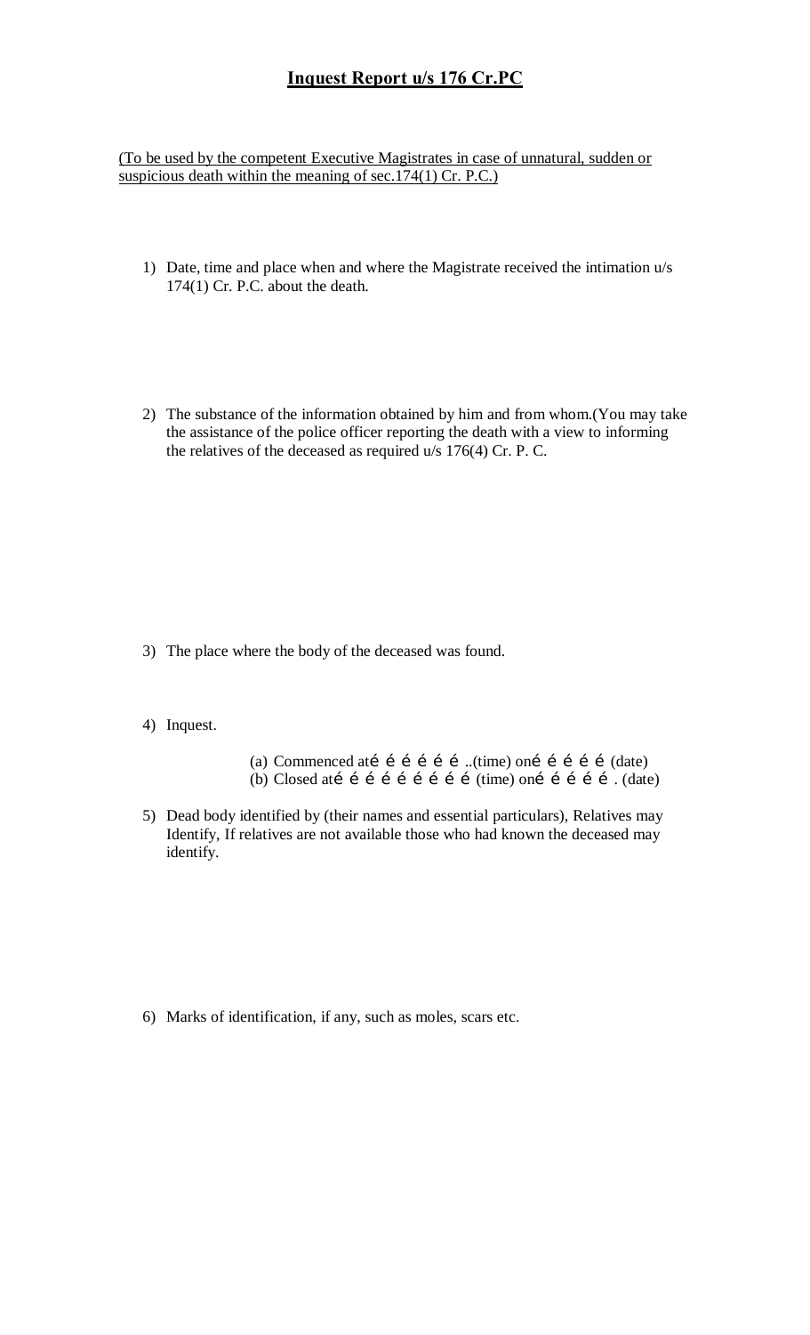# Inquest Report u/s 176 Cr.PC

(To be used by the competent Executive Magistrates in case of unnatural, sudden or suspicious death within the meaning of sec.174(1) Cr. P.C.)

1) Date, time and place when and where the Magistrate received the intimation u/s 174(1) Cr. P.C. about the death.

2) The substance of the information obtained by him and from whom.(You may take the assistance of the police officer reporting the death with a view to informing the relatives of the deceased as required u/s 176(4) Cr. P. C.

3) The place where the body of the deceased was found.

4) Inquest.

   (a) Commenced até é é é é é ..(time) oné é é é é (date)
   (b) Closed até é é é é é é é é é (time) oné é é é é . (date)

5) Dead body identified by (their names and essential particulars), Relatives may Identify, If relatives are not available those who had known the deceased may identify.

6) Marks of identification, if any, such as moles, scars etc.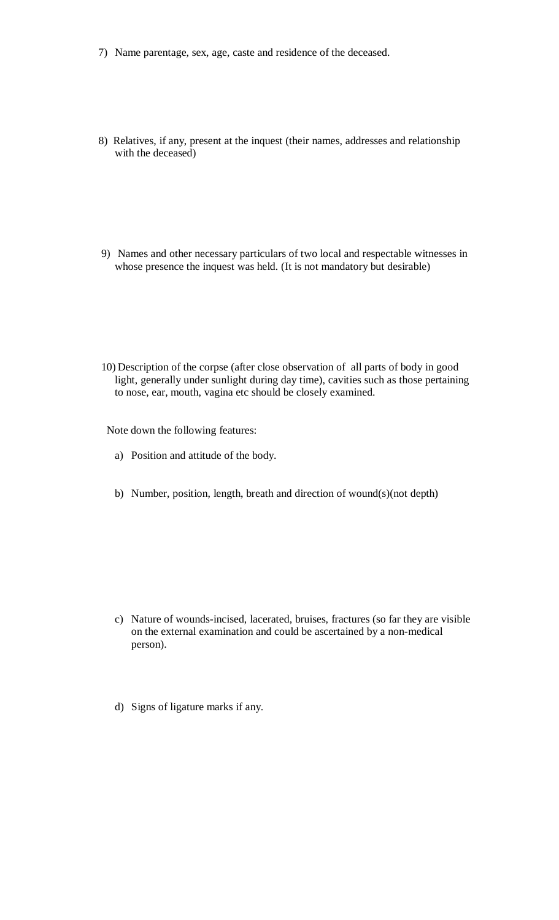7) Name parentage, sex, age, caste and residence of the deceased.

8) Relatives, if any, present at the inquest (their names, addresses and relationship with the deceased)

9) Names and other necessary particulars of two local and respectable witnesses in whose presence the inquest was held. (It is not mandatory but desirable)

10) Description of the corpse (after close observation of all parts of body in good light, generally under sunlight during day time), cavities such as those pertaining to nose, ear, mouth, vagina etc should be closely examined.

Note down the following features:

a) Position and attitude of the body.

b) Number, position, length, breath and direction of wound(s)(not depth)

c) Nature of wounds-incised, lacerated, bruises, fractures (so far they are visible on the external examination and could be ascertained by a non-medical person).

d) Signs of ligature marks if any.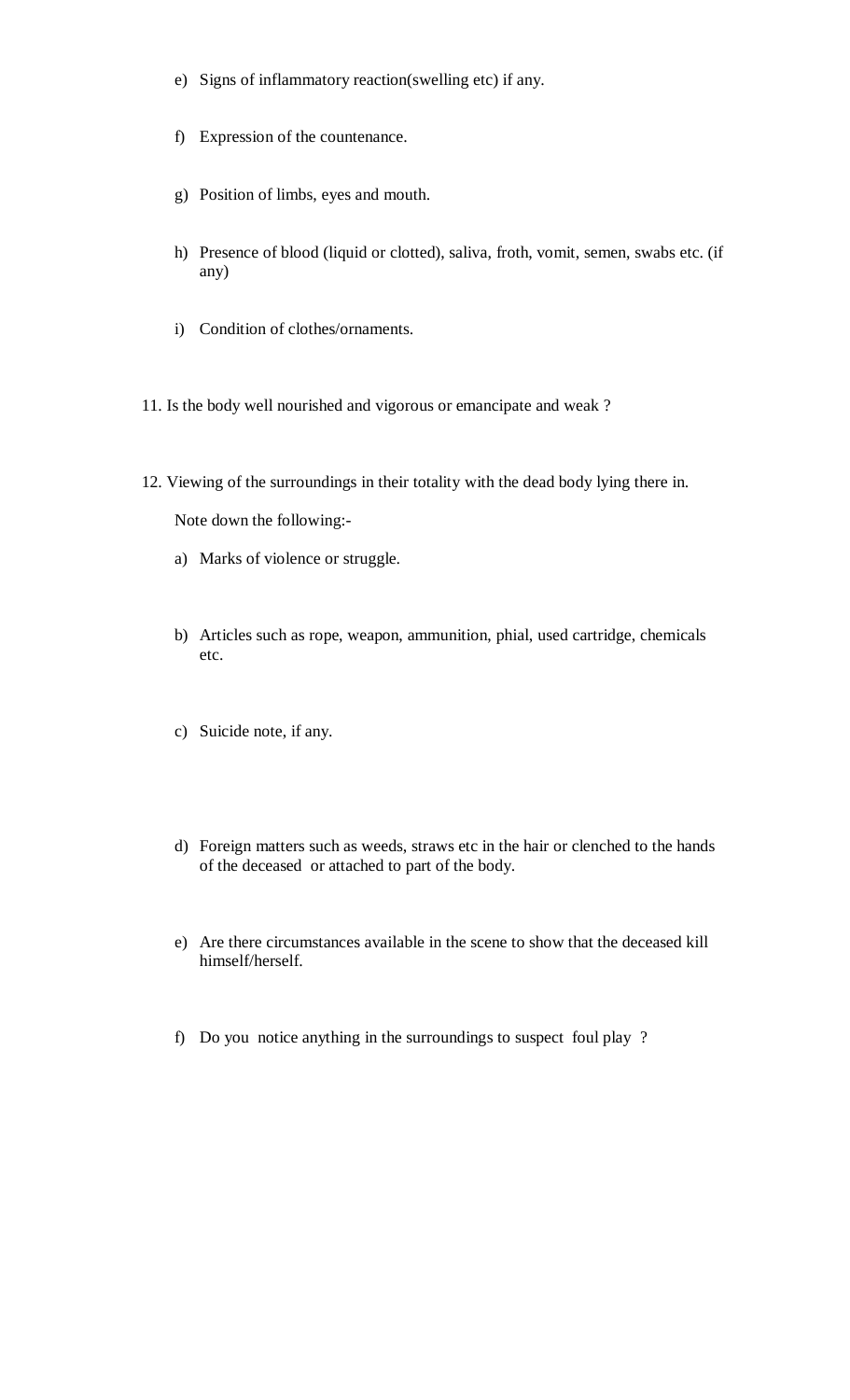e) Signs of inflammatory reaction(swelling etc) if any.

f) Expression of the countenance.

g) Position of limbs, eyes and mouth.

h) Presence of blood (liquid or clotted), saliva, froth, vomit, semen, swabs etc. (if any)

i) Condition of clothes/ornaments.

11. Is the body well nourished and vigorous or emancipate and weak ?

12. Viewing of the surroundings in their totality with the dead body lying there in.

    Note down the following:-

    a) Marks of violence or struggle.

    b) Articles such as rope, weapon, ammunition, phial, used cartridge, chemicals etc.

    c) Suicide note, if any.

    d) Foreign matters such as weeds, straws etc in the hair or clenched to the hands of the deceased or attached to part of the body.

    e) Are there circumstances available in the scene to show that the deceased kill himself/herself.

    f) Do you notice anything in the surroundings to suspect foul play ?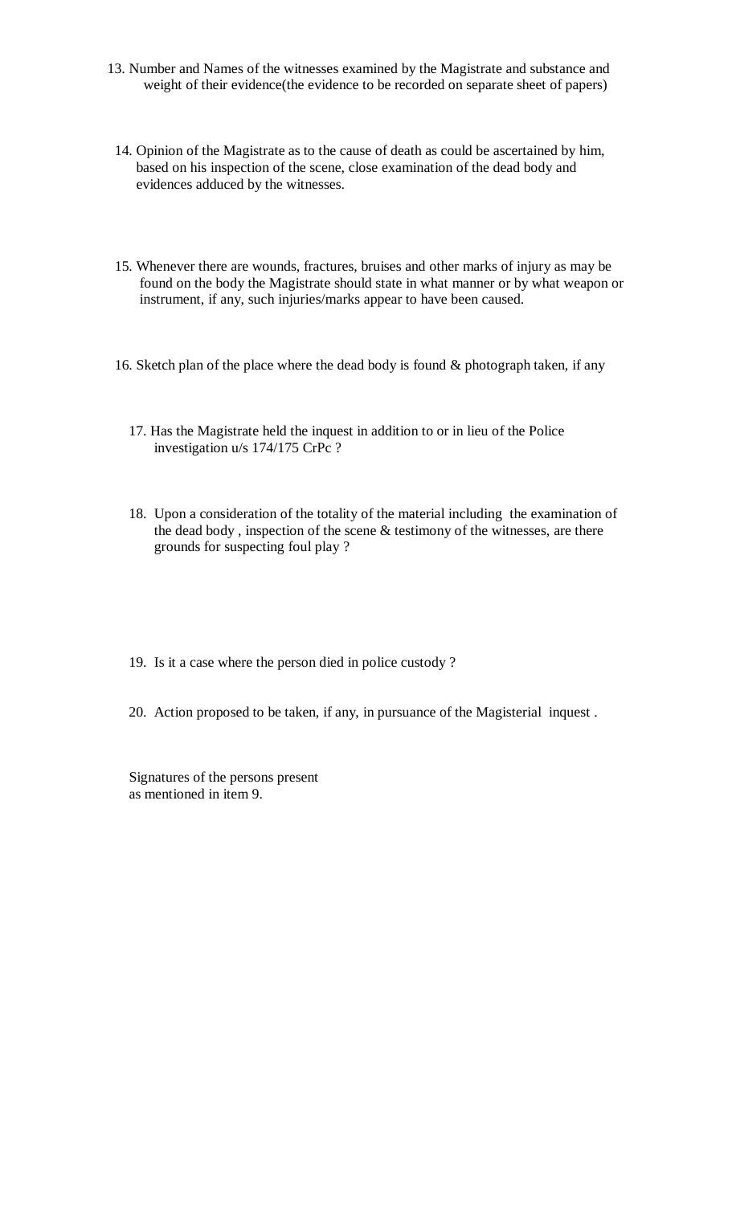13. Number and Names of the witnesses examined by the Magistrate and substance and weight of their evidence(the evidence to be recorded on separate sheet of papers)

14. Opinion of the Magistrate as to the cause of death as could be ascertained by him, based on his inspection of the scene, close examination of the dead body and evidences adduced by the witnesses.

15. Whenever there are wounds, fractures, bruises and other marks of injury as may be found on the body the Magistrate should state in what manner or by what weapon or instrument, if any, such injuries/marks appear to have been caused.

16. Sketch plan of the place where the dead body is found & photograph taken, if any

17. Has the Magistrate held the inquest in addition to or in lieu of the Police investigation u/s 174/175 CrPc ?

18. Upon a consideration of the totality of the material including the examination of the dead body , inspection of the scene & testimony of the witnesses, are there grounds for suspecting foul play ?

19. Is it a case where the person died in police custody ?

20. Action proposed to be taken, if any, in pursuance of the Magisterial inquest .

Signatures of the persons present
as mentioned in item 9.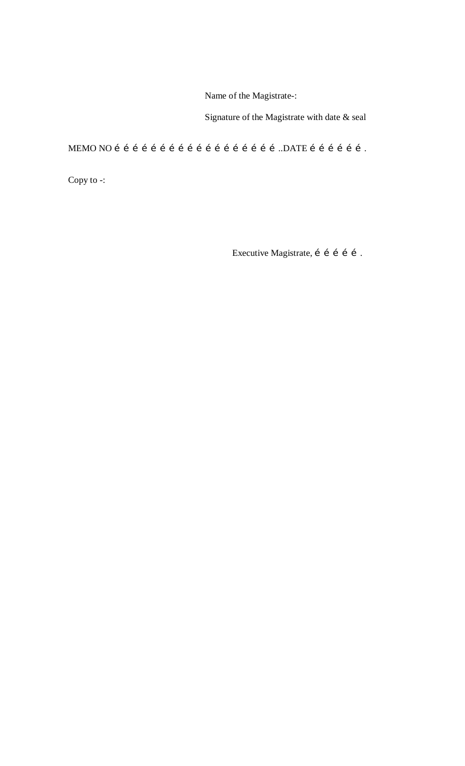Name of the Magistrate-:

Signature of the Magistrate with date & seal

MEMO NO é é é é é é é é é é é é é é é é é é é ..DATE é é é é é é .

Copy to -:

Executive Magistrate, é é é é é .